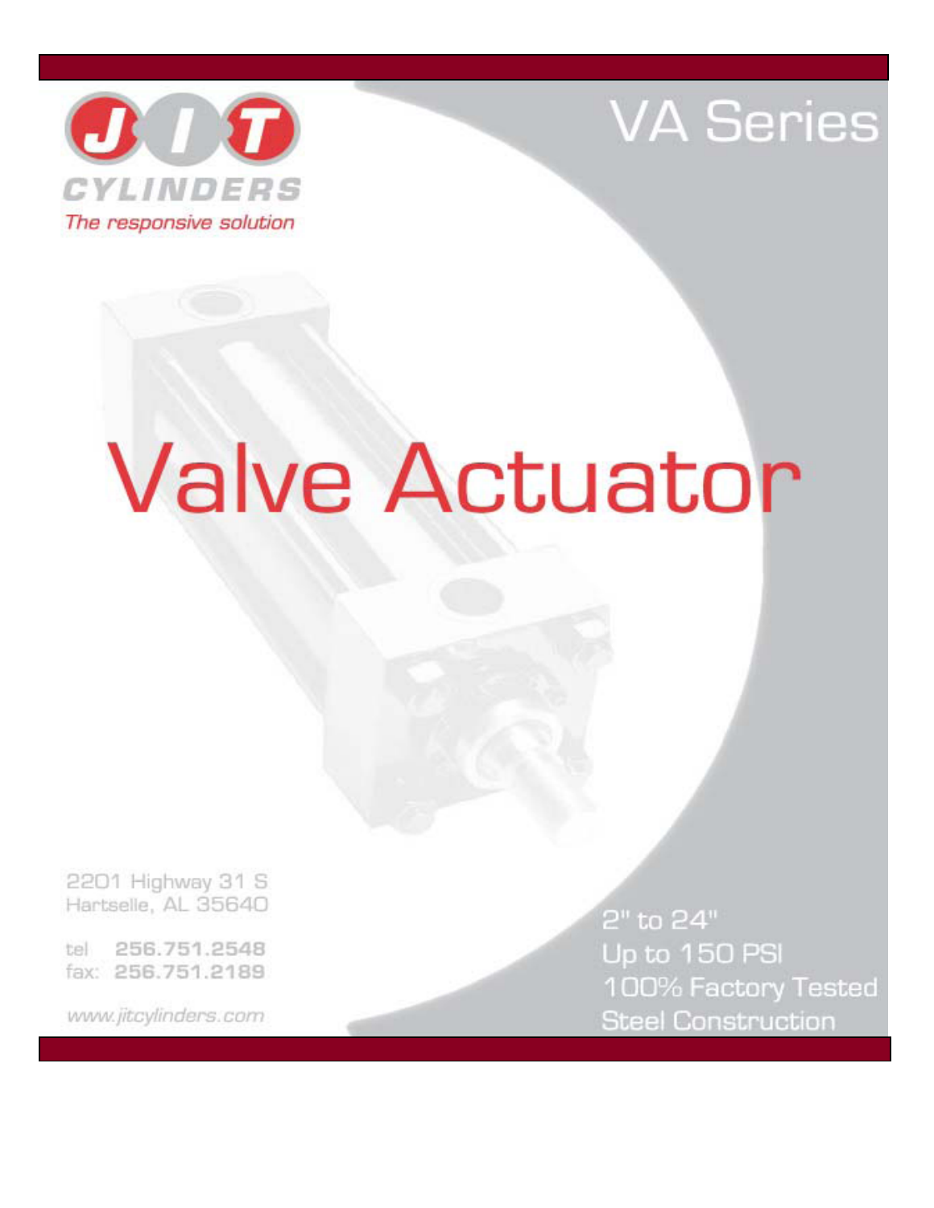JIT CYLINDERS

*The responsive solution*

# VA Series

# Valve Actuator

2201 Highway 31 S
Hartselle, AL 35640

tel **256.751.2548**
fax: **256.751.2189**

*www.jitcylinders.com*

2" to 24"
Up to 150 PSI
100% Factory Tested
Steel Construction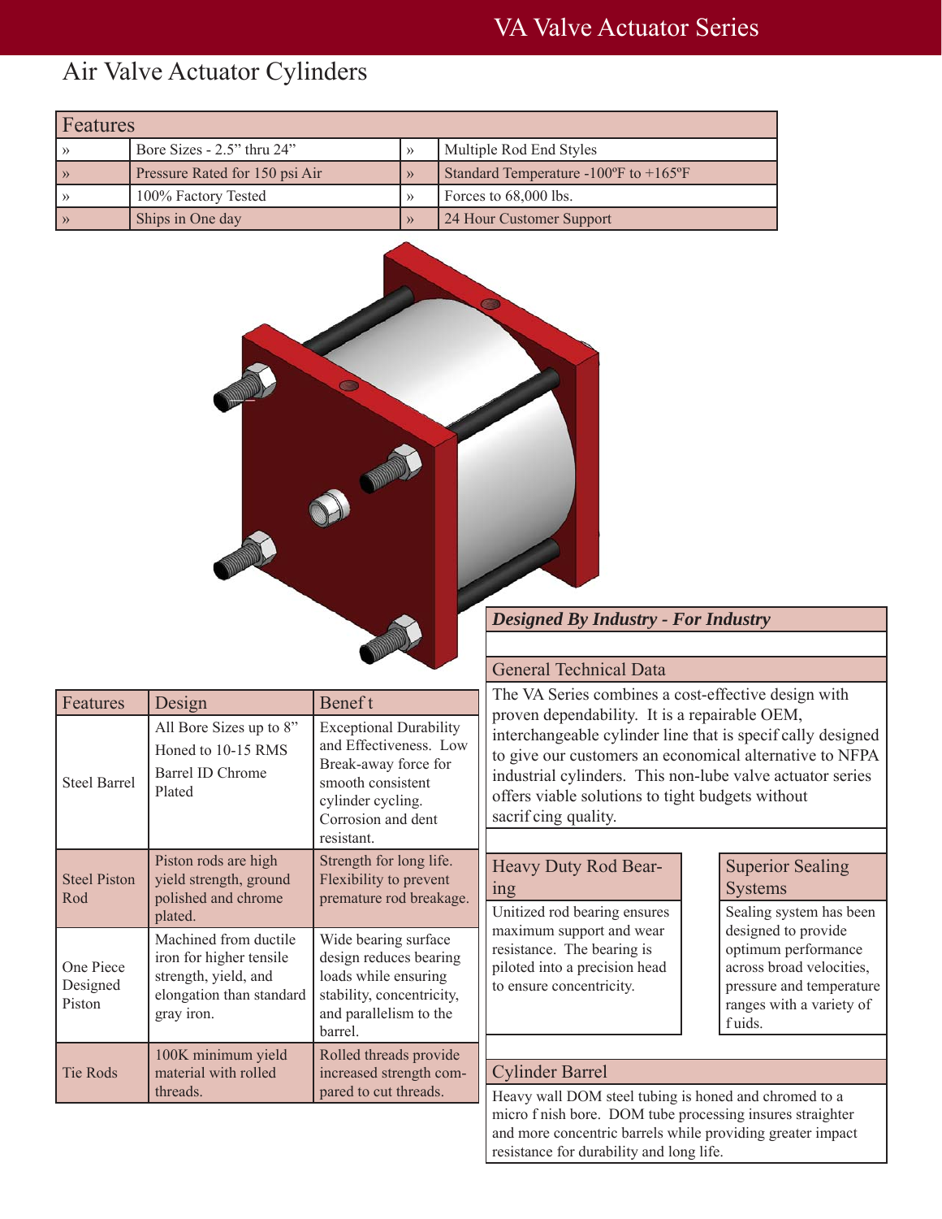# VA Valve Actuator Series

## Air Valve Actuator Cylinders

| Features | | | |
|---|---|---|---|
| » | Bore Sizes - 2.5” thru 24” | » | Multiple Rod End Styles |
| » | Pressure Rated for 150 psi Air | » | Standard Temperature -100ºF to +165ºF |
| » | 100% Factory Tested | » | Forces to 68,000 lbs. |
| » | Ships in One day | » | 24 Hour Customer Support |

| Features | Design | Benefit |
|---|---|---|
| Steel Barrel | All Bore Sizes up to 8” Honed to 10-15 RMS Barrel ID Chrome Plated | Exceptional Durability and Effectiveness. Low Break-away force for smooth consistent cylinder cycling. Corrosion and dent resistant. |
| Steel Piston Rod | Piston rods are high yield strength, ground polished and chrome plated. | Strength for long life. Flexibility to prevent premature rod breakage. |
| One Piece Designed Piston | Machined from ductile iron for higher tensile strength, yield, and elongation than standard gray iron. | Wide bearing surface design reduces bearing loads while ensuring stability, concentricity, and parallelism to the barrel. |
| Tie Rods | 100K minimum yield material with rolled threads. | Rolled threads provide increased strength compared to cut threads. |

### *Designed By Industry - For Industry*

### General Technical Data

The VA Series combines a cost-effective design with proven dependability. It is a repairable OEM, interchangeable cylinder line that is specifically designed to give our customers an economical alternative to NFPA industrial cylinders. This non-lube valve actuator series offers viable solutions to tight budgets without sacrificing quality.

### Heavy Duty Rod Bearing

Unitized rod bearing ensures maximum support and wear resistance. The bearing is piloted into a precision head to ensure concentricity.

### Superior Sealing Systems

Sealing system has been designed to provide optimum performance across broad velocities, pressure and temperature ranges with a variety of fluids.

### Cylinder Barrel

Heavy wall DOM steel tubing is honed and chromed to a micro finish bore. DOM tube processing insures straighter and more concentric barrels while providing greater impact resistance for durability and long life.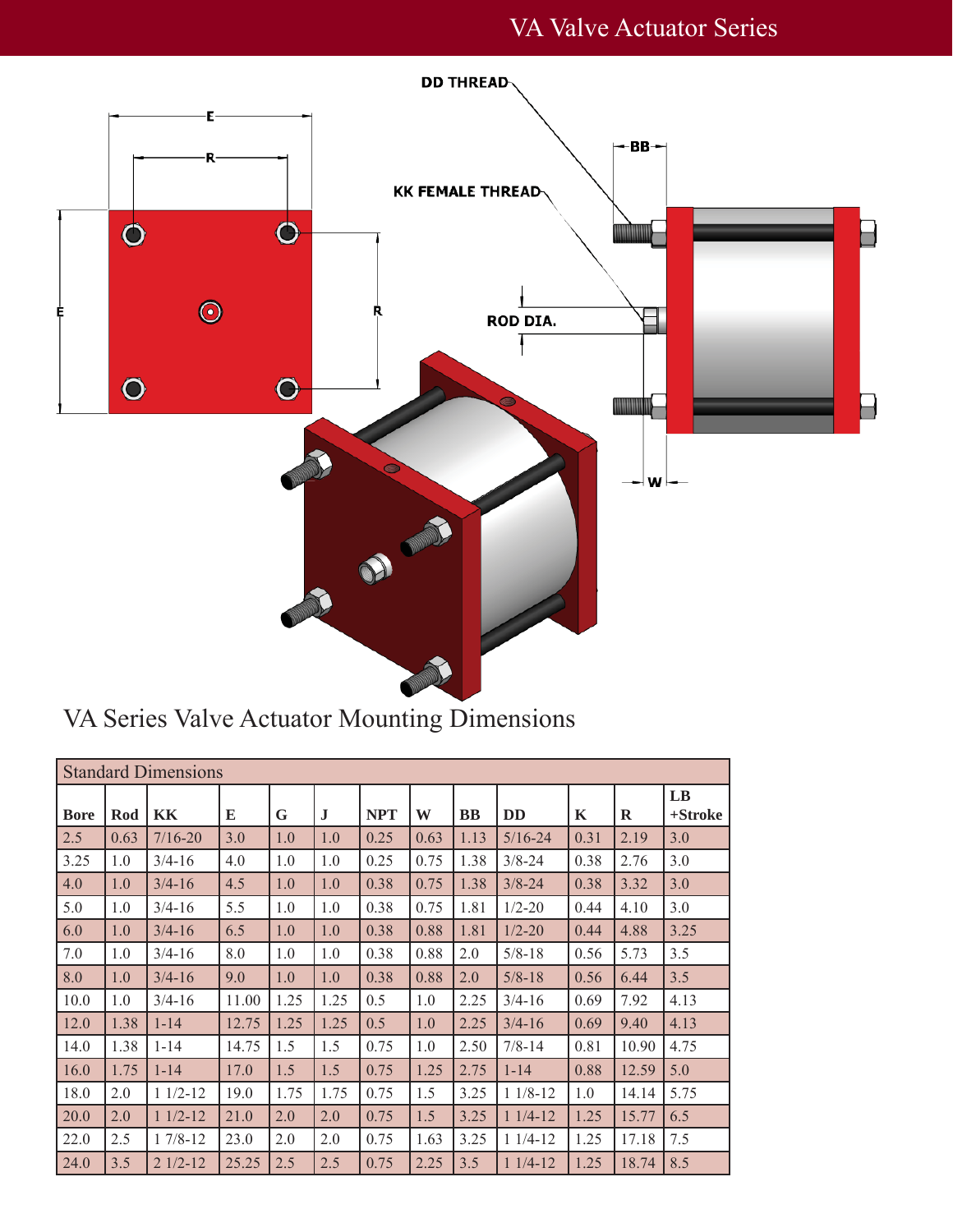# VA Series Valve Actuator Mounting Dimensions

| Standard Dimensions | | | | | | | | | | | | |
|---|---|---|---|---|---|---|---|---|---|---|---|---|
| **Bore** | **Rod** | **KK** | **E** | **G** | **J** | **NPT** | **W** | **BB** | **DD** | **K** | **R** | **LB +Stroke** |
| 2.5 | 0.63 | 7/16-20 | 3.0 | 1.0 | 1.0 | 0.25 | 0.63 | 1.13 | 5/16-24 | 0.31 | 2.19 | 3.0 |
| 3.25 | 1.0 | 3/4-16 | 4.0 | 1.0 | 1.0 | 0.25 | 0.75 | 1.38 | 3/8-24 | 0.38 | 2.76 | 3.0 |
| 4.0 | 1.0 | 3/4-16 | 4.5 | 1.0 | 1.0 | 0.38 | 0.75 | 1.38 | 3/8-24 | 0.38 | 3.32 | 3.0 |
| 5.0 | 1.0 | 3/4-16 | 5.5 | 1.0 | 1.0 | 0.38 | 0.75 | 1.81 | 1/2-20 | 0.44 | 4.10 | 3.0 |
| 6.0 | 1.0 | 3/4-16 | 6.5 | 1.0 | 1.0 | 0.38 | 0.88 | 1.81 | 1/2-20 | 0.44 | 4.88 | 3.25 |
| 7.0 | 1.0 | 3/4-16 | 8.0 | 1.0 | 1.0 | 0.38 | 0.88 | 2.0 | 5/8-18 | 0.56 | 5.73 | 3.5 |
| 8.0 | 1.0 | 3/4-16 | 9.0 | 1.0 | 1.0 | 0.38 | 0.88 | 2.0 | 5/8-18 | 0.56 | 6.44 | 3.5 |
| 10.0 | 1.0 | 3/4-16 | 11.00 | 1.25 | 1.25 | 0.5 | 1.0 | 2.25 | 3/4-16 | 0.69 | 7.92 | 4.13 |
| 12.0 | 1.38 | 1-14 | 12.75 | 1.25 | 1.25 | 0.5 | 1.0 | 2.25 | 3/4-16 | 0.69 | 9.40 | 4.13 |
| 14.0 | 1.38 | 1-14 | 14.75 | 1.5 | 1.5 | 0.75 | 1.0 | 2.50 | 7/8-14 | 0.81 | 10.90 | 4.75 |
| 16.0 | 1.75 | 1-14 | 17.0 | 1.5 | 1.5 | 0.75 | 1.25 | 2.75 | 1-14 | 0.88 | 12.59 | 5.0 |
| 18.0 | 2.0 | 1 1/2-12 | 19.0 | 1.75 | 1.75 | 0.75 | 1.5 | 3.25 | 1 1/8-12 | 1.0 | 14.14 | 5.75 |
| 20.0 | 2.0 | 1 1/2-12 | 21.0 | 2.0 | 2.0 | 0.75 | 1.5 | 3.25 | 1 1/4-12 | 1.25 | 15.77 | 6.5 |
| 22.0 | 2.5 | 1 7/8-12 | 23.0 | 2.0 | 2.0 | 0.75 | 1.63 | 3.25 | 1 1/4-12 | 1.25 | 17.18 | 7.5 |
| 24.0 | 3.5 | 2 1/2-12 | 25.25 | 2.5 | 2.5 | 0.75 | 2.25 | 3.5 | 1 1/4-12 | 1.25 | 18.74 | 8.5 |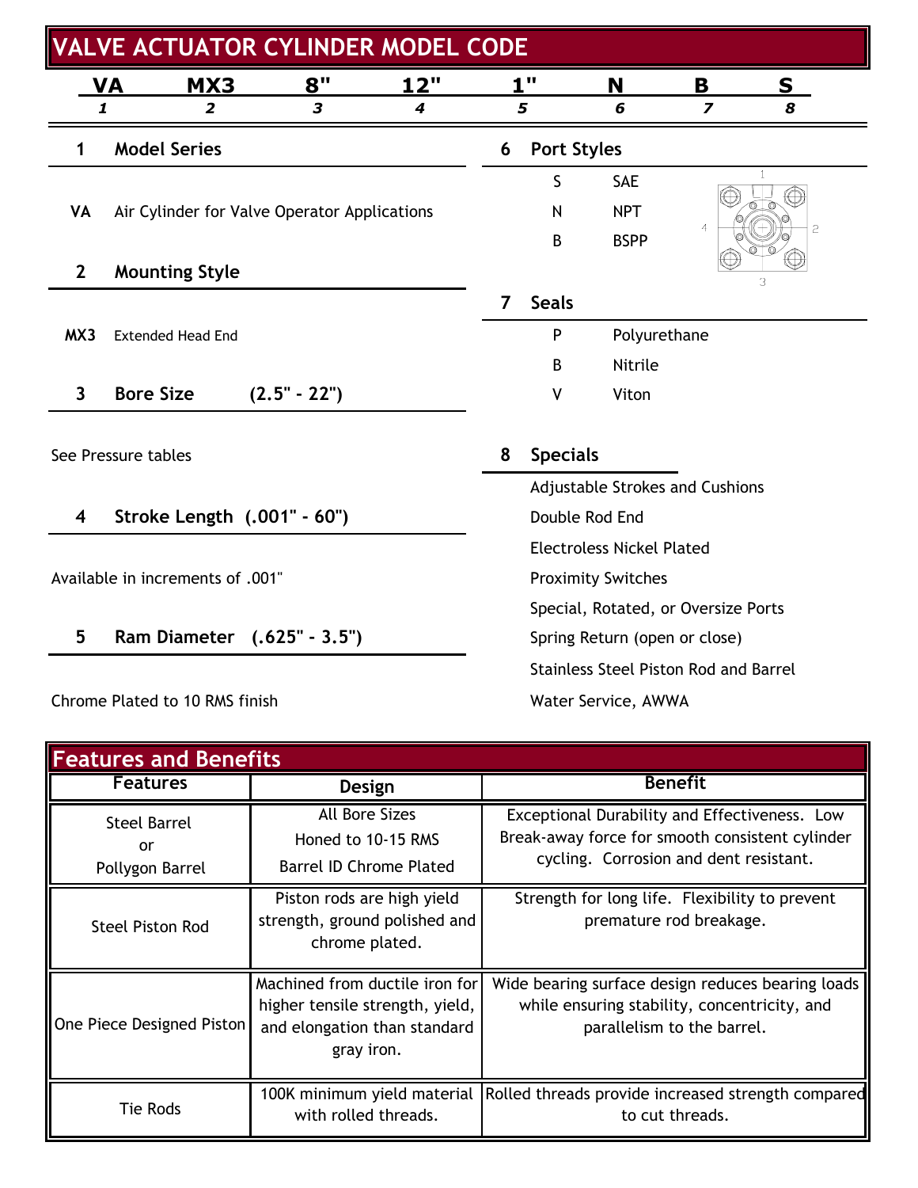# VALVE ACTUATOR CYLINDER MODEL CODE

| VA | MX3 | 8" | 12" | 1" | N | B | S |
|---|---|---|---|---|---|---|---|
| *1* | *2* | *3* | *4* | *5* | *6* | *7* | *8* |

## 1 Model Series

**VA** Air Cylinder for Valve Operator Applications

## 2 Mounting Style

**MX3** Extended Head End

## 3 Bore Size (2.5" - 22")

See Pressure tables

## 4 Stroke Length (.001" - 60")

Available in increments of .001"

## 5 Ram Diameter (.625" - 3.5")

Chrome Plated to 10 RMS finish

## 6 Port Styles

| | |
|---|---|
| S | SAE |
| N | NPT |
| B | BSPP |

## 7 Seals

| | |
|---|---|
| P | Polyurethane |
| B | Nitrile |
| V | Viton |

## 8 Specials

- Adjustable Strokes and Cushions
- Double Rod End
- Electroless Nickel Plated
- Proximity Switches
- Special, Rotated, or Oversize Ports
- Spring Return (open or close)
- Stainless Steel Piston Rod and Barrel
- Water Service, AWWA

# Features and Benefits

| Features | Design | Benefit |
|---|---|---|
| Steel Barrel or Pollygon Barrel | All Bore Sizes Honed to 10-15 RMS Barrel ID Chrome Plated | Exceptional Durability and Effectiveness. Low Break-away force for smooth consistent cylinder cycling. Corrosion and dent resistant. |
| Steel Piston Rod | Piston rods are high yield strength, ground polished and chrome plated. | Strength for long life. Flexibility to prevent premature rod breakage. |
| One Piece Designed Piston | Machined from ductile iron for higher tensile strength, yield, and elongation than standard gray iron. | Wide bearing surface design reduces bearing loads while ensuring stability, concentricity, and parallelism to the barrel. |
| Tie Rods | 100K minimum yield material with rolled threads. | Rolled threads provide increased strength compared to cut threads. |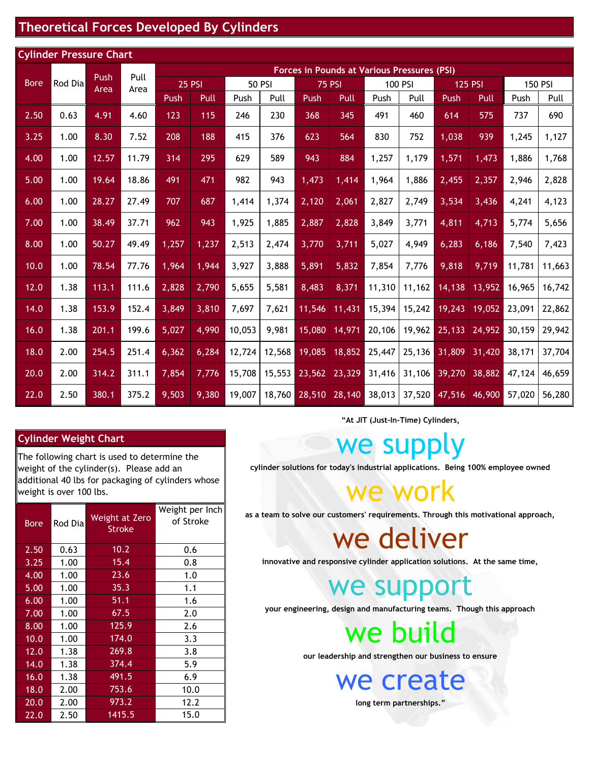# Theoretical Forces Developed By Cylinders

## Cylinder Pressure Chart

| Bore | Rod Dia | Push Area | Pull Area | Forces in Pounds at Various Pressures (PSI) | | | | | | | | | | | |
|---|---|---|---|---|---|---|---|---|---|---|---|---|---|---|---|
| | | | | 25 PSI | | 50 PSI | | 75 PSI | | 100 PSI | | 125 PSI | | 150 PSI | |
| | | | | Push | Pull | Push | Pull | Push | Pull | Push | Pull | Push | Pull | Push | Pull |
| 2.50 | 0.63 | 4.91 | 4.60 | 123 | 115 | 246 | 230 | 368 | 345 | 491 | 460 | 614 | 575 | 737 | 690 |
| 3.25 | 1.00 | 8.30 | 7.52 | 208 | 188 | 415 | 376 | 623 | 564 | 830 | 752 | 1,038 | 939 | 1,245 | 1,127 |
| 4.00 | 1.00 | 12.57 | 11.79 | 314 | 295 | 629 | 589 | 943 | 884 | 1,257 | 1,179 | 1,571 | 1,473 | 1,886 | 1,768 |
| 5.00 | 1.00 | 19.64 | 18.86 | 491 | 471 | 982 | 943 | 1,473 | 1,414 | 1,964 | 1,886 | 2,455 | 2,357 | 2,946 | 2,828 |
| 6.00 | 1.00 | 28.27 | 27.49 | 707 | 687 | 1,414 | 1,374 | 2,120 | 2,061 | 2,827 | 2,749 | 3,534 | 3,436 | 4,241 | 4,123 |
| 7.00 | 1.00 | 38.49 | 37.71 | 962 | 943 | 1,925 | 1,885 | 2,887 | 2,828 | 3,849 | 3,771 | 4,811 | 4,713 | 5,774 | 5,656 |
| 8.00 | 1.00 | 50.27 | 49.49 | 1,257 | 1,237 | 2,513 | 2,474 | 3,770 | 3,711 | 5,027 | 4,949 | 6,283 | 6,186 | 7,540 | 7,423 |
| 10.0 | 1.00 | 78.54 | 77.76 | 1,964 | 1,944 | 3,927 | 3,888 | 5,891 | 5,832 | 7,854 | 7,776 | 9,818 | 9,719 | 11,781 | 11,663 |
| 12.0 | 1.38 | 113.1 | 111.6 | 2,828 | 2,790 | 5,655 | 5,581 | 8,483 | 8,371 | 11,310 | 11,162 | 14,138 | 13,952 | 16,965 | 16,742 |
| 14.0 | 1.38 | 153.9 | 152.4 | 3,849 | 3,810 | 7,697 | 7,621 | 11,546 | 11,431 | 15,394 | 15,242 | 19,243 | 19,052 | 23,091 | 22,862 |
| 16.0 | 1.38 | 201.1 | 199.6 | 5,027 | 4,990 | 10,053 | 9,981 | 15,080 | 14,971 | 20,106 | 19,962 | 25,133 | 24,952 | 30,159 | 29,942 |
| 18.0 | 2.00 | 254.5 | 251.4 | 6,362 | 6,284 | 12,724 | 12,568 | 19,085 | 18,852 | 25,447 | 25,136 | 31,809 | 31,420 | 38,171 | 37,704 |
| 20.0 | 2.00 | 314.2 | 311.1 | 7,854 | 7,776 | 15,708 | 15,553 | 23,562 | 23,329 | 31,416 | 31,106 | 39,270 | 38,882 | 47,124 | 46,659 |
| 22.0 | 2.50 | 380.1 | 375.2 | 9,503 | 9,380 | 19,007 | 18,760 | 28,510 | 28,140 | 38,013 | 37,520 | 47,516 | 46,900 | 57,020 | 56,280 |

## Cylinder Weight Chart

The following chart is used to determine the weight of the cylinder(s). Please add an additional 40 lbs for packaging of cylinders whose weight is over 100 lbs.

| Bore | Rod Dia | Weight at Zero Stroke | Weight per Inch of Stroke |
|---|---|---|---|
| 2.50 | 0.63 | 10.2 | 0.6 |
| 3.25 | 1.00 | 15.4 | 0.8 |
| 4.00 | 1.00 | 23.6 | 1.0 |
| 5.00 | 1.00 | 35.3 | 1.1 |
| 6.00 | 1.00 | 51.1 | 1.6 |
| 7.00 | 1.00 | 67.5 | 2.0 |
| 8.00 | 1.00 | 125.9 | 2.6 |
| 10.0 | 1.00 | 174.0 | 3.3 |
| 12.0 | 1.38 | 269.8 | 3.8 |
| 14.0 | 1.38 | 374.4 | 5.9 |
| 16.0 | 1.38 | 491.5 | 6.9 |
| 18.0 | 2.00 | 753.6 | 10.0 |
| 20.0 | 2.00 | 973.2 | 12.2 |
| 22.0 | 2.50 | 1415.5 | 15.0 |

"At JIT (Just-In-Time) Cylinders,

we supply

cylinder solutions for today's industrial applications. Being 100% employee owned

we work

as a team to solve our customers' requirements. Through this motivational approach,

we deliver

innovative and responsive cylinder application solutions. At the same time,

we support

your engineering, design and manufacturing teams. Though this approach

we build

our leadership and strengthen our business to ensure

we create

long term partnerships."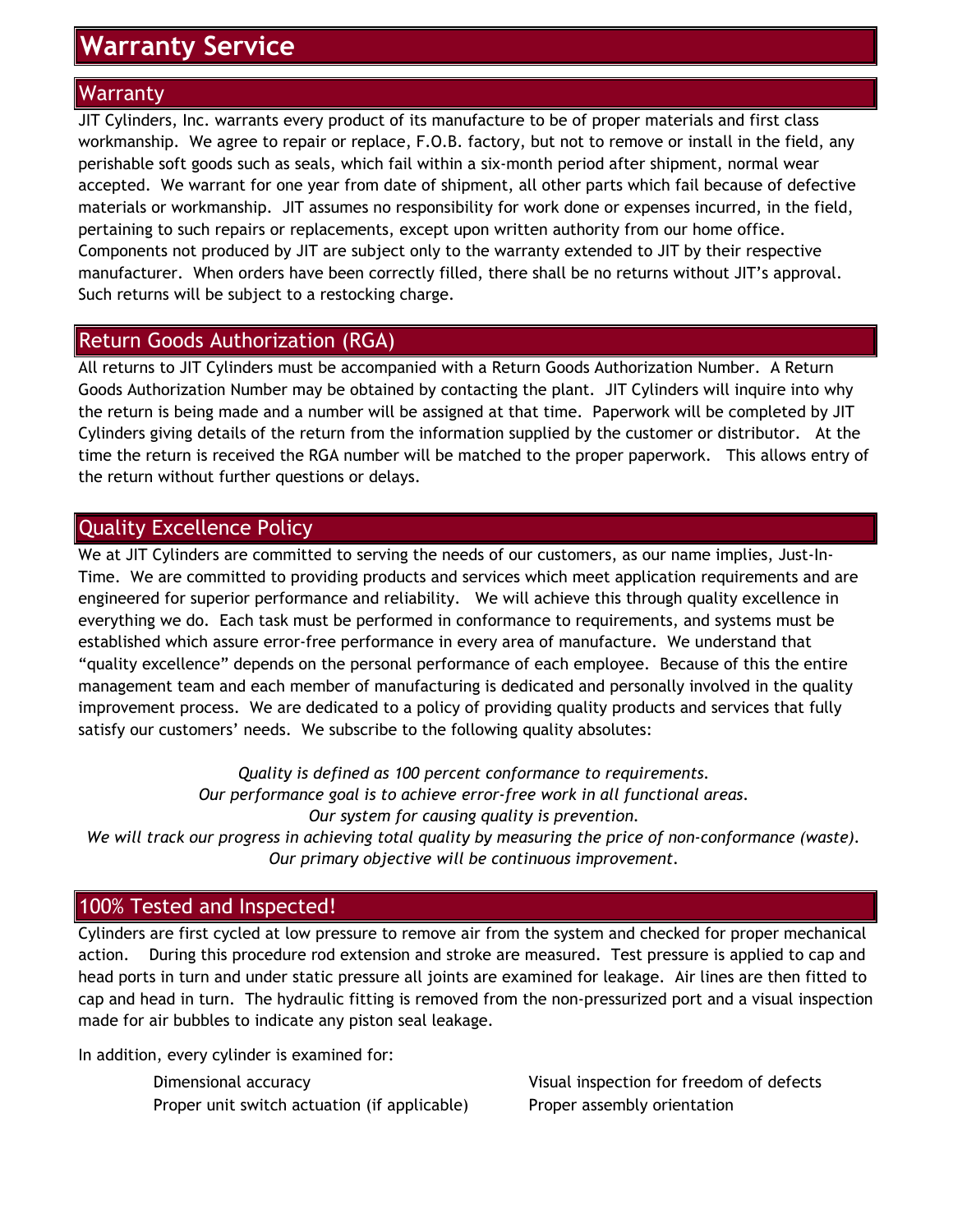# Warranty Service

## Warranty

JIT Cylinders, Inc. warrants every product of its manufacture to be of proper materials and first class workmanship. We agree to repair or replace, F.O.B. factory, but not to remove or install in the field, any perishable soft goods such as seals, which fail within a six-month period after shipment, normal wear accepted. We warrant for one year from date of shipment, all other parts which fail because of defective materials or workmanship. JIT assumes no responsibility for work done or expenses incurred, in the field, pertaining to such repairs or replacements, except upon written authority from our home office. Components not produced by JIT are subject only to the warranty extended to JIT by their respective manufacturer. When orders have been correctly filled, there shall be no returns without JIT's approval. Such returns will be subject to a restocking charge.

## Return Goods Authorization (RGA)

All returns to JIT Cylinders must be accompanied with a Return Goods Authorization Number. A Return Goods Authorization Number may be obtained by contacting the plant. JIT Cylinders will inquire into why the return is being made and a number will be assigned at that time. Paperwork will be completed by JIT Cylinders giving details of the return from the information supplied by the customer or distributor. At the time the return is received the RGA number will be matched to the proper paperwork. This allows entry of the return without further questions or delays.

## Quality Excellence Policy

We at JIT Cylinders are committed to serving the needs of our customers, as our name implies, Just-In-Time. We are committed to providing products and services which meet application requirements and are engineered for superior performance and reliability. We will achieve this through quality excellence in everything we do. Each task must be performed in conformance to requirements, and systems must be established which assure error-free performance in every area of manufacture. We understand that "quality excellence" depends on the personal performance of each employee. Because of this the entire management team and each member of manufacturing is dedicated and personally involved in the quality improvement process. We are dedicated to a policy of providing quality products and services that fully satisfy our customers' needs. We subscribe to the following quality absolutes:

*Quality is defined as 100 percent conformance to requirements.*
*Our performance goal is to achieve error-free work in all functional areas.*
*Our system for causing quality is prevention.*
*We will track our progress in achieving total quality by measuring the price of non-conformance (waste).*
*Our primary objective will be continuous improvement.*

## 100% Tested and Inspected!

Cylinders are first cycled at low pressure to remove air from the system and checked for proper mechanical action. During this procedure rod extension and stroke are measured. Test pressure is applied to cap and head ports in turn and under static pressure all joints are examined for leakage. Air lines are then fitted to cap and head in turn. The hydraulic fitting is removed from the non-pressurized port and a visual inspection made for air bubbles to indicate any piston seal leakage.

In addition, every cylinder is examined for:

- Dimensional accuracy
- Proper unit switch actuation (if applicable)
- Visual inspection for freedom of defects
- Proper assembly orientation